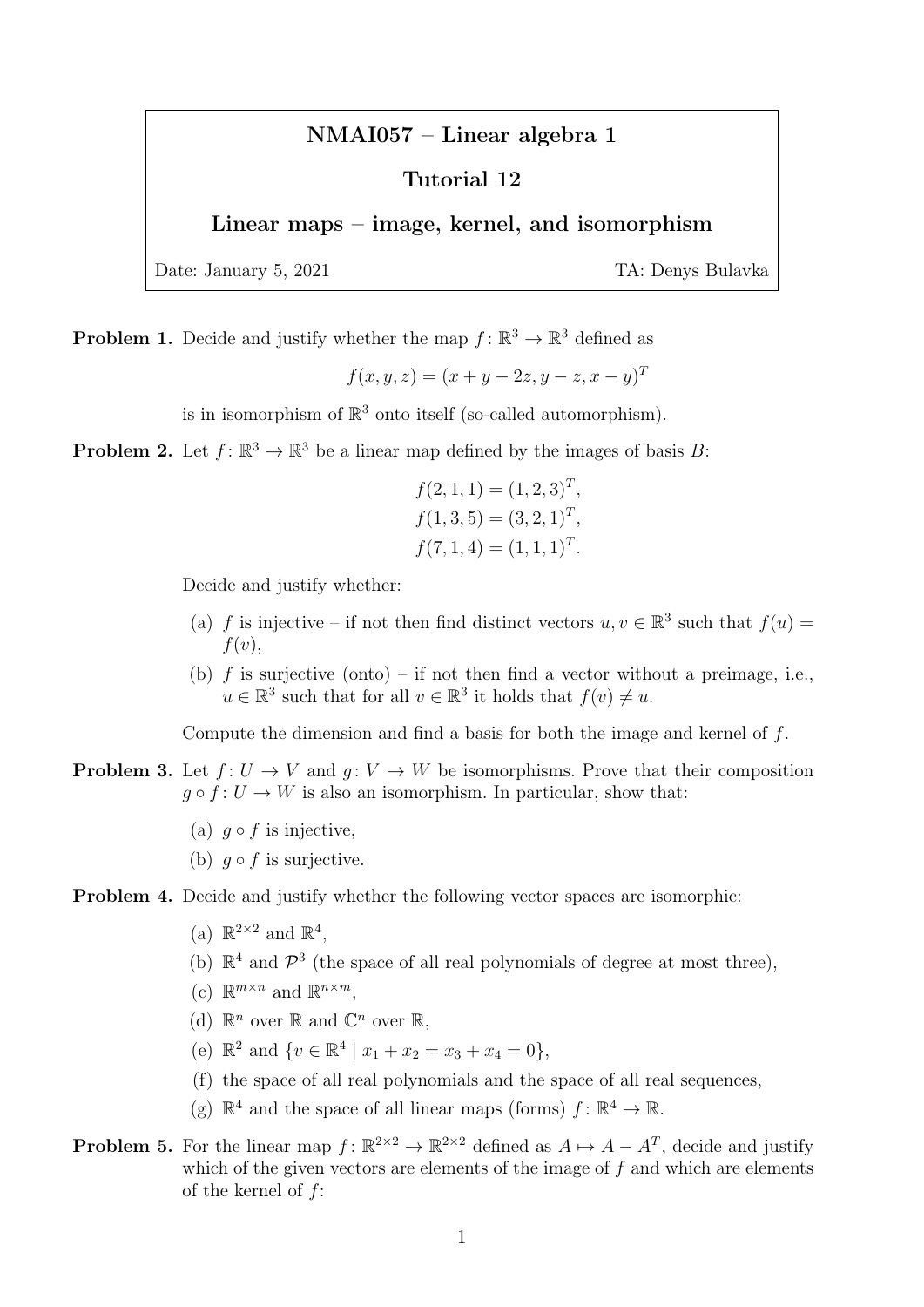# NMAI057 – Linear algebra 1

## Tutorial 12

## Linear maps – image, kernel, and isomorphism

Date: January 5, 2021 TA: Denys Bulavka

**Problem 1.** Decide and justify whether the map $f\colon \mathbb{R}^3 \to \mathbb{R}^3$ defined as

$$f(x, y, z) = (x + y - 2z, y - z, x - y)^T$$

is in isomorphism of $\mathbb{R}^3$ onto itself (so-called automorphism).

**Problem 2.** Let $f\colon \mathbb{R}^3 \to \mathbb{R}^3$ be a linear map defined by the images of basis $B$:

$$f(2, 1, 1) = (1, 2, 3)^T,$$
$$f(1, 3, 5) = (3, 2, 1)^T,$$
$$f(7, 1, 4) = (1, 1, 1)^T.$$

Decide and justify whether:

(a) $f$ is injective – if not then find distinct vectors $u, v \in \mathbb{R}^3$ such that $f(u) = f(v)$,

(b) $f$ is surjective (onto) – if not then find a vector without a preimage, i.e., $u \in \mathbb{R}^3$ such that for all $v \in \mathbb{R}^3$ it holds that $f(v) \neq u$.

Compute the dimension and find a basis for both the image and kernel of $f$.

**Problem 3.** Let $f\colon U \to V$ and $g\colon V \to W$ be isomorphisms. Prove that their composition $g \circ f\colon U \to W$ is also an isomorphism. In particular, show that:

(a) $g \circ f$ is injective,

(b) $g \circ f$ is surjective.

**Problem 4.** Decide and justify whether the following vector spaces are isomorphic:

(a) $\mathbb{R}^{2\times 2}$ and $\mathbb{R}^4$,

(b) $\mathbb{R}^4$ and $\mathcal{P}^3$ (the space of all real polynomials of degree at most three),

(c) $\mathbb{R}^{m\times n}$ and $\mathbb{R}^{n\times m}$,

(d) $\mathbb{R}^n$ over $\mathbb{R}$ and $\mathbb{C}^n$ over $\mathbb{R}$,

(e) $\mathbb{R}^2$ and $\{v \in \mathbb{R}^4 \mid x_1 + x_2 = x_3 + x_4 = 0\}$,

(f) the space of all real polynomials and the space of all real sequences,

(g) $\mathbb{R}^4$ and the space of all linear maps (forms) $f\colon \mathbb{R}^4 \to \mathbb{R}$.

**Problem 5.** For the linear map $f\colon \mathbb{R}^{2\times 2} \to \mathbb{R}^{2\times 2}$ defined as $A \mapsto A - A^T$, decide and justify which of the given vectors are elements of the image of $f$ and which are elements of the kernel of $f$: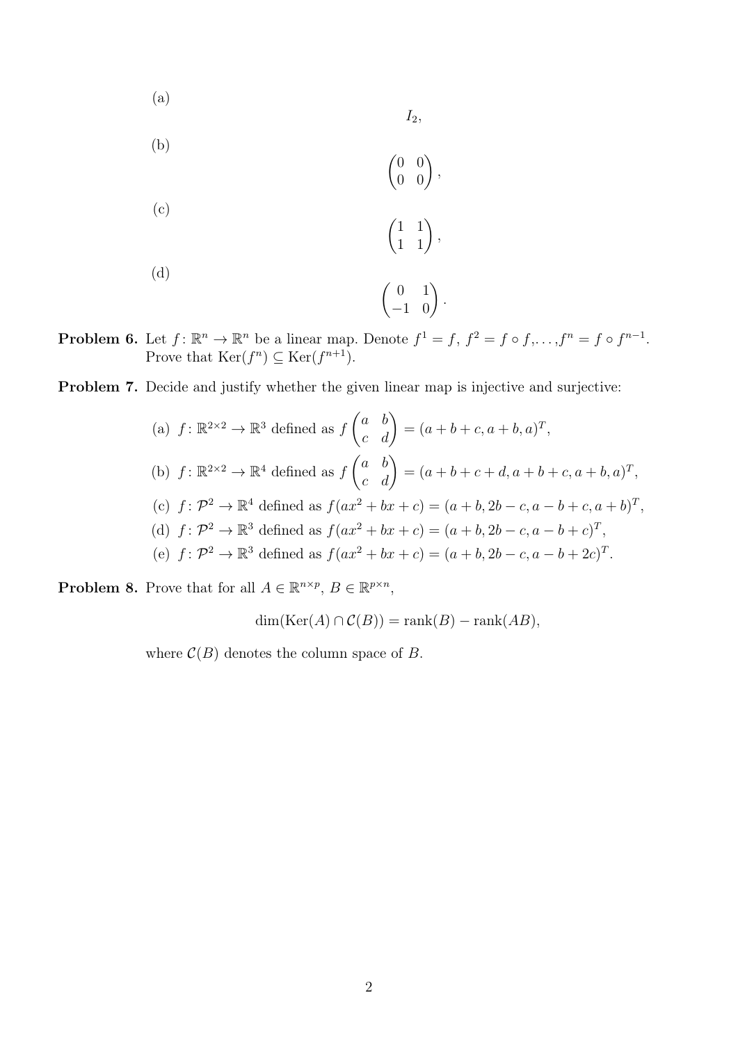(a)

$$I_2,$$

(b)

$$\begin{pmatrix} 0 & 0 \\ 0 & 0 \end{pmatrix},$$

(c)

$$\begin{pmatrix} 1 & 1 \\ 1 & 1 \end{pmatrix},$$

(d)

$$\begin{pmatrix} 0 & 1 \\ -1 & 0 \end{pmatrix}.$$

**Problem 6.** Let $f\colon \mathbb{R}^n \to \mathbb{R}^n$ be a linear map. Denote $f^1 = f$, $f^2 = f \circ f, \ldots, f^n = f \circ f^{n-1}$. Prove that $\operatorname{Ker}(f^n) \subseteq \operatorname{Ker}(f^{n+1})$.

**Problem 7.** Decide and justify whether the given linear map is injective and surjective:

(a) $f\colon \mathbb{R}^{2\times 2} \to \mathbb{R}^3$ defined as $f\begin{pmatrix} a & b \\ c & d \end{pmatrix} = (a+b+c, a+b, a)^T$,

(b) $f\colon \mathbb{R}^{2\times 2} \to \mathbb{R}^4$ defined as $f\begin{pmatrix} a & b \\ c & d \end{pmatrix} = (a+b+c+d, a+b+c, a+b, a)^T$,

(c) $f\colon \mathcal{P}^2 \to \mathbb{R}^4$ defined as $f(ax^2+bx+c) = (a+b, 2b-c, a-b+c, a+b)^T$,

(d) $f\colon \mathcal{P}^2 \to \mathbb{R}^3$ defined as $f(ax^2+bx+c) = (a+b, 2b-c, a-b+c)^T$,

(e) $f\colon \mathcal{P}^2 \to \mathbb{R}^3$ defined as $f(ax^2+bx+c) = (a+b, 2b-c, a-b+2c)^T$.

**Problem 8.** Prove that for all $A \in \mathbb{R}^{n\times p}$, $B \in \mathbb{R}^{p\times n}$,

$$\dim(\operatorname{Ker}(A) \cap \mathcal{C}(B)) = \operatorname{rank}(B) - \operatorname{rank}(AB),$$

where $\mathcal{C}(B)$ denotes the column space of $B$.